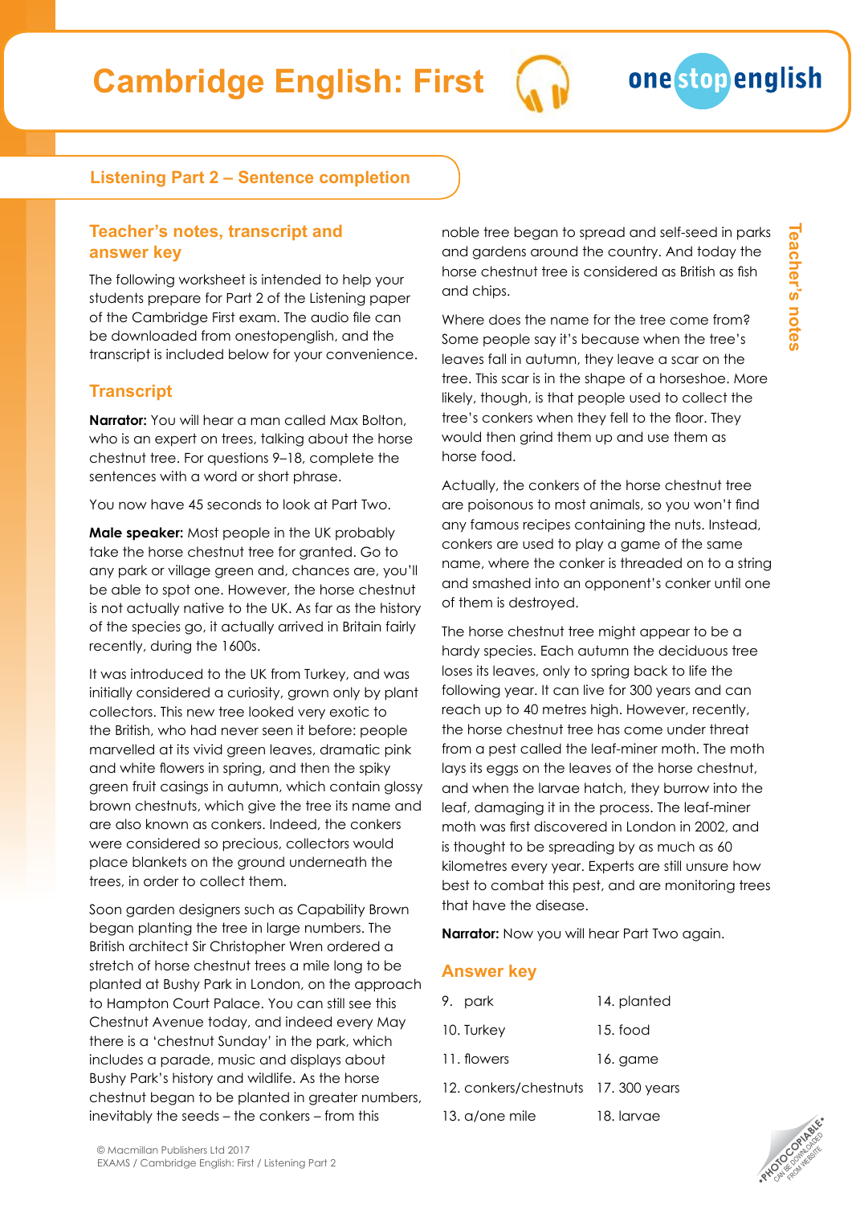# Cambridge English: First

## Listening Part 2 – Sentence completion

### Teacher's notes, transcript and answer key

The following worksheet is intended to help your students prepare for Part 2 of the Listening paper of the Cambridge First exam. The audio file can be downloaded from onestopenglish, and the transcript is included below for your convenience.

### Transcript

**Narrator:** You will hear a man called Max Bolton, who is an expert on trees, talking about the horse chestnut tree. For questions 9–18, complete the sentences with a word or short phrase.

You now have 45 seconds to look at Part Two.

**Male speaker:** Most people in the UK probably take the horse chestnut tree for granted. Go to any park or village green and, chances are, you'll be able to spot one. However, the horse chestnut is not actually native to the UK. As far as the history of the species go, it actually arrived in Britain fairly recently, during the 1600s.

It was introduced to the UK from Turkey, and was initially considered a curiosity, grown only by plant collectors. This new tree looked very exotic to the British, who had never seen it before: people marvelled at its vivid green leaves, dramatic pink and white flowers in spring, and then the spiky green fruit casings in autumn, which contain glossy brown chestnuts, which give the tree its name and are also known as conkers. Indeed, the conkers were considered so precious, collectors would place blankets on the ground underneath the trees, in order to collect them.

Soon garden designers such as Capability Brown began planting the tree in large numbers. The British architect Sir Christopher Wren ordered a stretch of horse chestnut trees a mile long to be planted at Bushy Park in London, on the approach to Hampton Court Palace. You can still see this Chestnut Avenue today, and indeed every May there is a 'chestnut Sunday' in the park, which includes a parade, music and displays about Bushy Park's history and wildlife. As the horse chestnut began to be planted in greater numbers, inevitably the seeds – the conkers – from this noble tree began to spread and self-seed in parks and gardens around the country. And today the horse chestnut tree is considered as British as fish and chips.

Where does the name for the tree come from? Some people say it's because when the tree's leaves fall in autumn, they leave a scar on the tree. This scar is in the shape of a horseshoe. More likely, though, is that people used to collect the tree's conkers when they fell to the floor. They would then grind them up and use them as horse food.

Actually, the conkers of the horse chestnut tree are poisonous to most animals, so you won't find any famous recipes containing the nuts. Instead, conkers are used to play a game of the same name, where the conker is threaded on to a string and smashed into an opponent's conker until one of them is destroyed.

The horse chestnut tree might appear to be a hardy species. Each autumn the deciduous tree loses its leaves, only to spring back to life the following year. It can live for 300 years and can reach up to 40 metres high. However, recently, the horse chestnut tree has come under threat from a pest called the leaf-miner moth. The moth lays its eggs on the leaves of the horse chestnut, and when the larvae hatch, they burrow into the leaf, damaging it in the process. The leaf-miner moth was first discovered in London in 2002, and is thought to be spreading by as much as 60 kilometres every year. Experts are still unsure how best to combat this pest, and are monitoring trees that have the disease.

**Narrator:** Now you will hear Part Two again.

### Answer key

| | |
|---|---|
| 9. park | 14. planted |
| 10. Turkey | 15. food |
| 11. flowers | 16. game |
| 12. conkers/chestnuts | 17. 300 years |
| 13. a/one mile | 18. larvae |

© Macmillan Publishers Ltd 2017
EXAMS / Cambridge English: First / Listening Part 2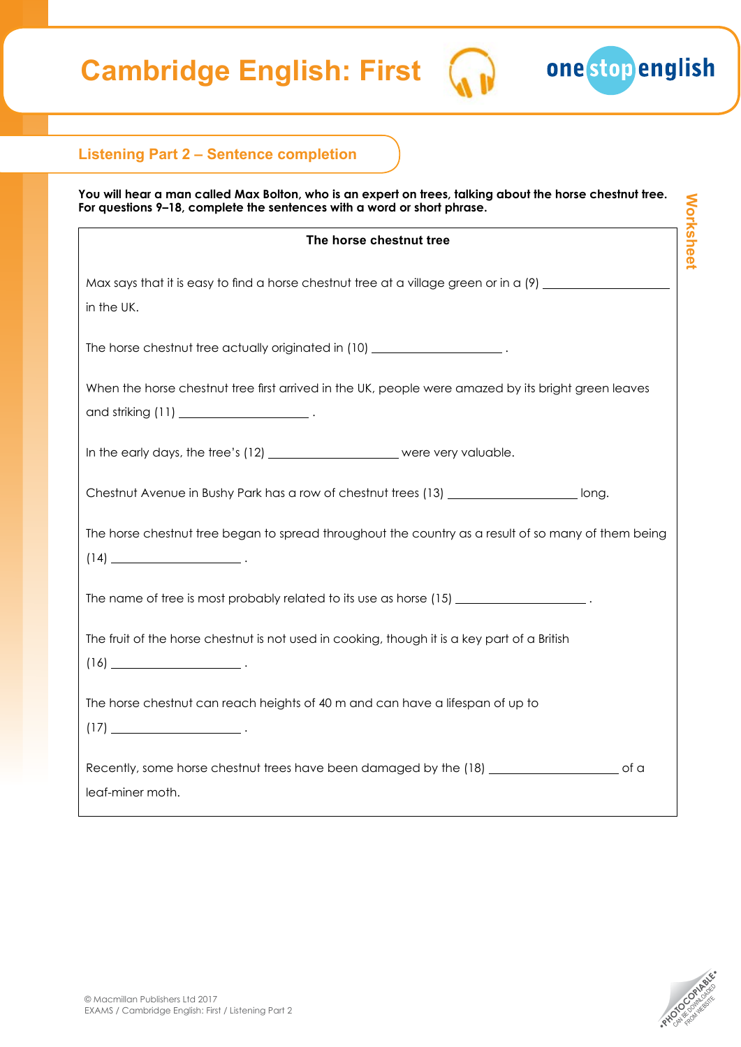# Cambridge English: First

## Listening Part 2 – Sentence completion

**You will hear a man called Max Bolton, who is an expert on trees, talking about the horse chestnut tree. For questions 9–18, complete the sentences with a word or short phrase.**

### The horse chestnut tree

Max says that it is easy to find a horse chestnut tree at a village green or in a (9) ____________________ in the UK.

The horse chestnut tree actually originated in (10) ____________________ .

When the horse chestnut tree first arrived in the UK, people were amazed by its bright green leaves and striking (11) ____________________ .

In the early days, the tree's (12) ____________________ were very valuable.

Chestnut Avenue in Bushy Park has a row of chestnut trees (13) ____________________ long.

The horse chestnut tree began to spread throughout the country as a result of so many of them being (14) ____________________ .

The name of tree is most probably related to its use as horse (15) ____________________ .

The fruit of the horse chestnut is not used in cooking, though it is a key part of a British (16) ____________________ .

The horse chestnut can reach heights of 40 m and can have a lifespan of up to (17) ____________________ .

Recently, some horse chestnut trees have been damaged by the (18) ____________________ of a leaf-miner moth.

© Macmillan Publishers Ltd 2017
EXAMS / Cambridge English: First / Listening Part 2